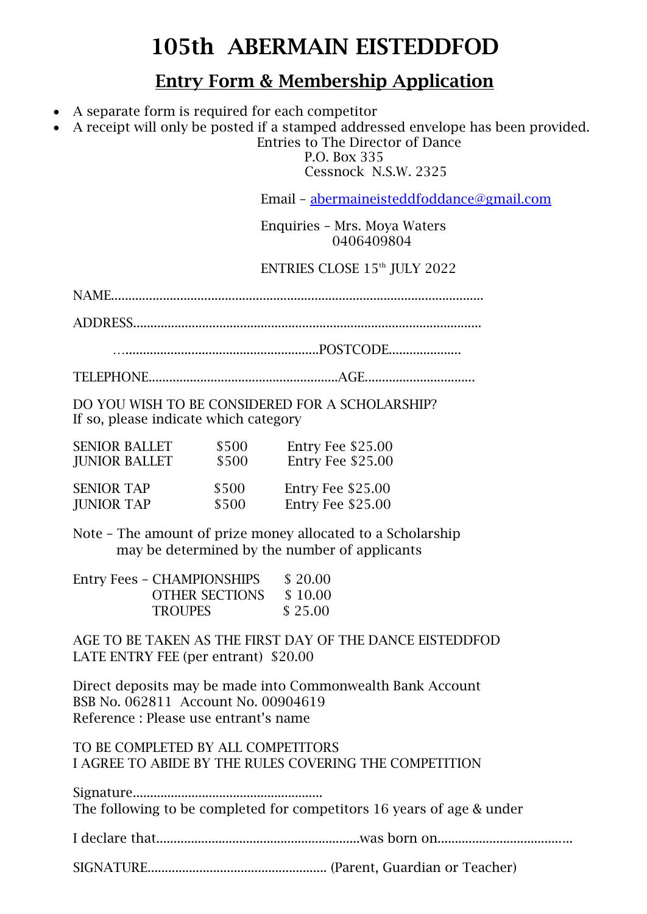# 105th ABERMAIN EISTEDDFOD

## Entry Form & Membership Application

- A separate form is required for each competitor
- A receipt will only be posted if a stamped addressed envelope has been provided.

Entries to The Director of Dance
P.O. Box 335
Cessnock N.S.W. 2325

Email – abermaineisteddfoddance@gmail.com

Enquiries – Mrs. Moya Waters
0406409804

ENTRIES CLOSE 15th JULY 2022

NAME.........................................................................................................

ADDRESS...................................................................................................

…........................................................POSTCODE....................

TELEPHONE......................................................AGE...............................

DO YOU WISH TO BE CONSIDERED FOR A SCHOLARSHIP?
If so, please indicate which category

| | | |
|---|---|---|
| SENIOR BALLET | $500 | Entry Fee $25.00 |
| JUNIOR BALLET | $500 | Entry Fee $25.00 |
| SENIOR TAP | $500 | Entry Fee $25.00 |
| JUNIOR TAP | $500 | Entry Fee $25.00 |

Note – The amount of prize money allocated to a Scholarship may be determined by the number of applicants

| | | |
|---|---|---|
| Entry Fees – | CHAMPIONSHIPS | $ 20.00 |
| | OTHER SECTIONS | $ 10.00 |
| | TROUPES | $ 25.00 |

AGE TO BE TAKEN AS THE FIRST DAY OF THE DANCE EISTEDDFOD
LATE ENTRY FEE (per entrant) $20.00

Direct deposits may be made into Commonwealth Bank Account
BSB No. 062811 Account No. 00904619
Reference : Please use entrant's name

TO BE COMPLETED BY ALL COMPETITORS
I AGREE TO ABIDE BY THE RULES COVERING THE COMPETITION

Signature.....................................................
The following to be completed for competitors 16 years of age & under

I declare that..........................................................was born on......................................

SIGNATURE.................................................. (Parent, Guardian or Teacher)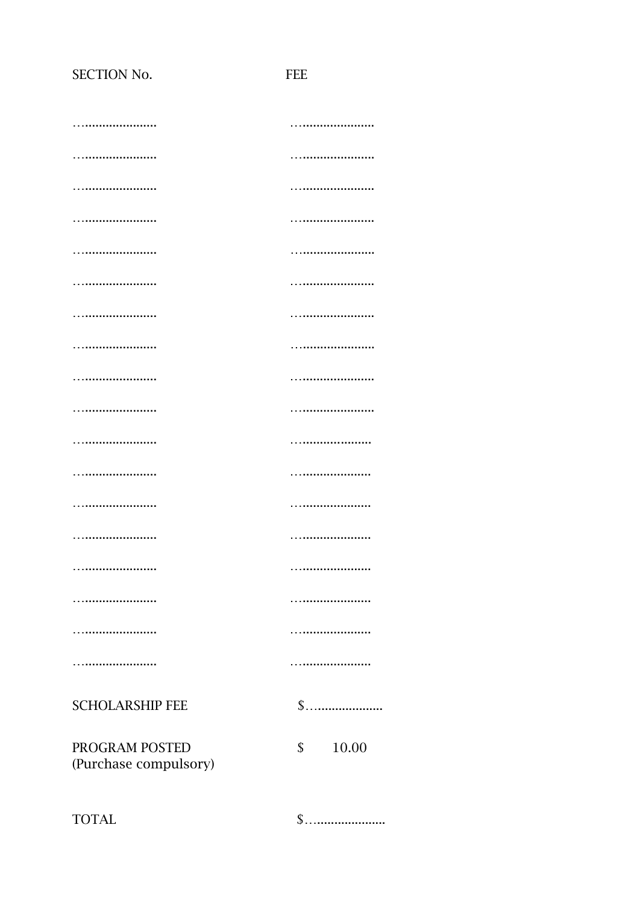| SECTION No. | FEE |
|---|---|
| …..................... | …..................... |
| …..................... | …..................... |
| …..................... | …..................... |
| …..................... | …..................... |
| …..................... | …..................... |
| …..................... | …..................... |
| …..................... | …..................... |
| …..................... | …..................... |
| …..................... | …..................... |
| …..................... | …..................... |
| …..................... | …..................... |
| …..................... | …..................... |
| …..................... | …..................... |
| …..................... | …..................... |
| …..................... | …..................... |
| …..................... | …..................... |
| …..................... | …..................... |
| …..................... | …..................... |
| SCHOLARSHIP FEE | $…................... |
| PROGRAM POSTED (Purchase compulsory) | $ 10.00 |
| TOTAL | $…................... |